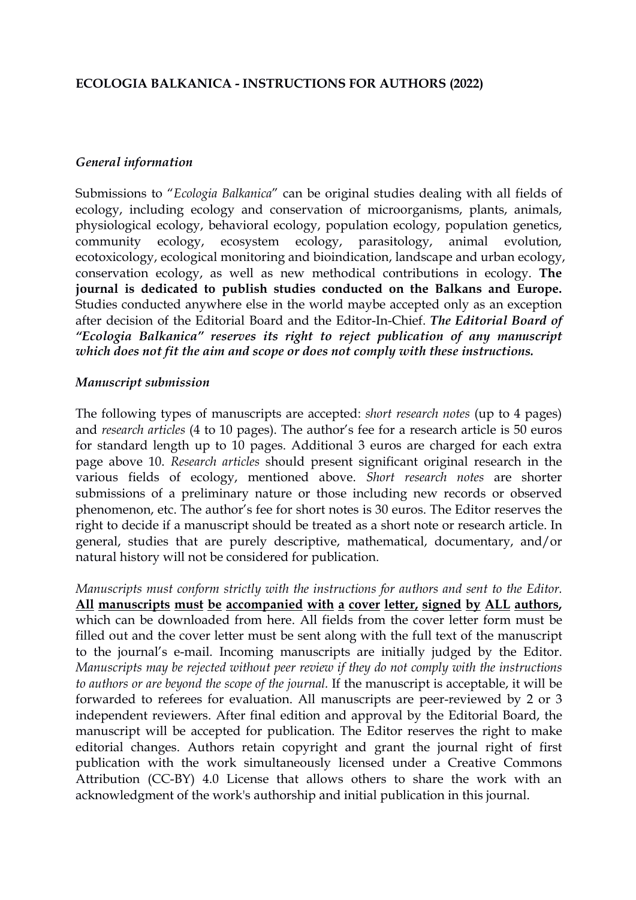# ECOLOGIA BALKANICA - INSTRUCTIONS FOR AUTHORS (2022)

## *General information*

Submissions to "*Ecologia Balkanica*" can be original studies dealing with all fields of ecology, including ecology and conservation of microorganisms, plants, animals, physiological ecology, behavioral ecology, population ecology, population genetics, community ecology, ecosystem ecology, parasitology, animal evolution, ecotoxicology, ecological monitoring and bioindication, landscape and urban ecology, conservation ecology, as well as new methodical contributions in ecology. **The journal is dedicated to publish studies conducted on the Balkans and Europe.** Studies conducted anywhere else in the world maybe accepted only as an exception after decision of the Editorial Board and the Editor-In-Chief. ***The Editorial Board of "Ecologia Balkanica" reserves its right to reject publication of any manuscript which does not fit the aim and scope or does not comply with these instructions.***

## *Manuscript submission*

The following types of manuscripts are accepted: *short research notes* (up to 4 pages) and *research articles* (4 to 10 pages). The author's fee for a research article is 50 euros for standard length up to 10 pages. Additional 3 euros are charged for each extra page above 10. *Research articles* should present significant original research in the various fields of ecology, mentioned above. *Short research notes* are shorter submissions of a preliminary nature or those including new records or observed phenomenon, etc. The author's fee for short notes is 30 euros. The Editor reserves the right to decide if a manuscript should be treated as a short note or research article. In general, studies that are purely descriptive, mathematical, documentary, and/or natural history will not be considered for publication.

*Manuscripts must conform strictly with the instructions for authors and sent to the Editor.* **<u>All manuscripts must be accompanied with a cover letter, signed by ALL authors,</u>** which can be downloaded from here. All fields from the cover letter form must be filled out and the cover letter must be sent along with the full text of the manuscript to the journal's e-mail. Incoming manuscripts are initially judged by the Editor. *Manuscripts may be rejected without peer review if they do not comply with the instructions to authors or are beyond the scope of the journal.* If the manuscript is acceptable, it will be forwarded to referees for evaluation. All manuscripts are peer-reviewed by 2 or 3 independent reviewers. After final edition and approval by the Editorial Board, the manuscript will be accepted for publication. The Editor reserves the right to make editorial changes. Authors retain copyright and grant the journal right of first publication with the work simultaneously licensed under a Creative Commons Attribution (CC-BY) 4.0 License that allows others to share the work with an acknowledgment of the work's authorship and initial publication in this journal.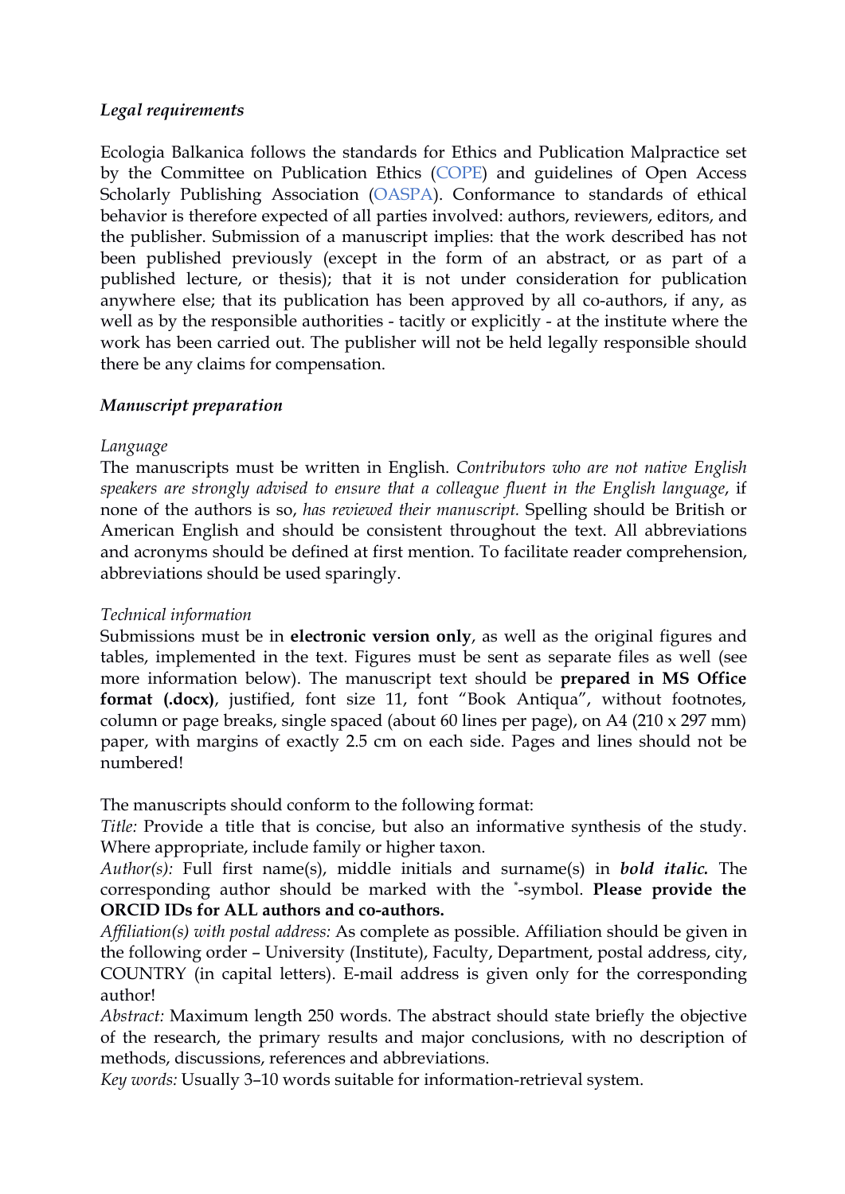### *Legal requirements*

Ecologia Balkanica follows the standards for Ethics and Publication Malpractice set by the Committee on Publication Ethics (COPE) and guidelines of Open Access Scholarly Publishing Association (OASPA). Conformance to standards of ethical behavior is therefore expected of all parties involved: authors, reviewers, editors, and the publisher. Submission of a manuscript implies: that the work described has not been published previously (except in the form of an abstract, or as part of a published lecture, or thesis); that it is not under consideration for publication anywhere else; that its publication has been approved by all co-authors, if any, as well as by the responsible authorities - tacitly or explicitly - at the institute where the work has been carried out. The publisher will not be held legally responsible should there be any claims for compensation.

### *Manuscript preparation*

*Language*

The manuscripts must be written in English. *Contributors who are not native English speakers are strongly advised to ensure that a colleague fluent in the English language*, if none of the authors is so, *has reviewed their manuscript.* Spelling should be British or American English and should be consistent throughout the text. All abbreviations and acronyms should be defined at first mention. To facilitate reader comprehension, abbreviations should be used sparingly.

*Technical information*

Submissions must be in **electronic version only**, as well as the original figures and tables, implemented in the text. Figures must be sent as separate files as well (see more information below). The manuscript text should be **prepared in MS Office format (.docx)**, justified, font size 11, font "Book Antiqua", without footnotes, column or page breaks, single spaced (about 60 lines per page), on A4 (210 x 297 mm) paper, with margins of exactly 2.5 cm on each side. Pages and lines should not be numbered!

The manuscripts should conform to the following format:

*Title:* Provide a title that is concise, but also an informative synthesis of the study. Where appropriate, include family or higher taxon.

*Author(s):* Full first name(s), middle initials and surname(s) in ***bold italic.*** The corresponding author should be marked with the *-symbol. **Please provide the ORCID IDs for ALL authors and co-authors.**

*Affiliation(s) with postal address:* As complete as possible. Affiliation should be given in the following order – University (Institute), Faculty, Department, postal address, city, COUNTRY (in capital letters). E-mail address is given only for the corresponding author!

*Abstract:* Maximum length 250 words. The abstract should state briefly the objective of the research, the primary results and major conclusions, with no description of methods, discussions, references and abbreviations.

*Key words:* Usually 3–10 words suitable for information-retrieval system.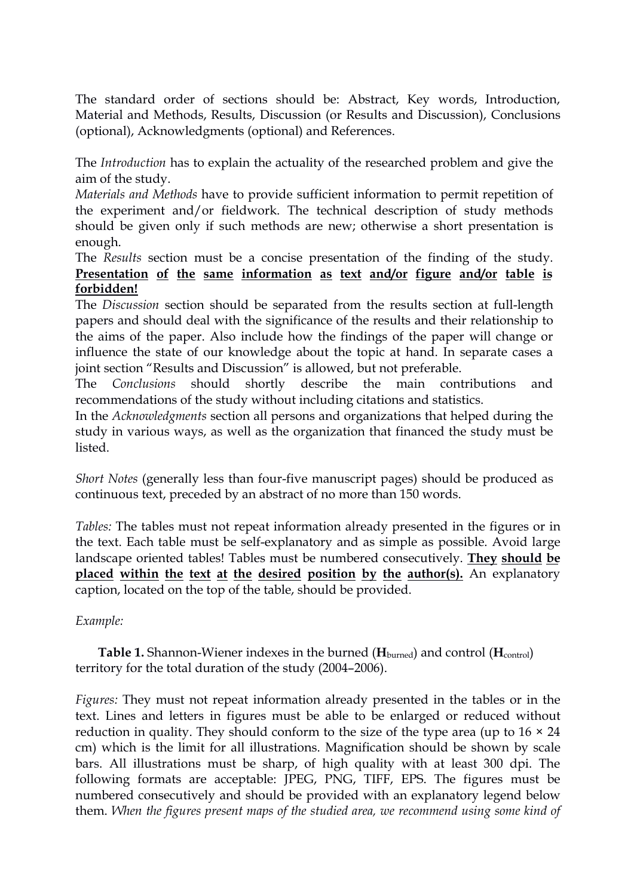The standard order of sections should be: Abstract, Key words, Introduction, Material and Methods, Results, Discussion (or Results and Discussion), Conclusions (optional), Acknowledgments (optional) and References.

The *Introduction* has to explain the actuality of the researched problem and give the aim of the study.
*Materials and Methods* have to provide sufficient information to permit repetition of the experiment and/or fieldwork. The technical description of study methods should be given only if such methods are new; otherwise a short presentation is enough.
The *Results* section must be a concise presentation of the finding of the study. **Presentation of the same information as text and/or figure and/or table is forbidden!**
The *Discussion* section should be separated from the results section at full-length papers and should deal with the significance of the results and their relationship to the aims of the paper. Also include how the findings of the paper will change or influence the state of our knowledge about the topic at hand. In separate cases a joint section "Results and Discussion" is allowed, but not preferable.
The *Conclusions* should shortly describe the main contributions and recommendations of the study without including citations and statistics.
In the *Acknowledgments* section all persons and organizations that helped during the study in various ways, as well as the organization that financed the study must be listed.

*Short Notes* (generally less than four-five manuscript pages) should be produced as continuous text, preceded by an abstract of no more than 150 words.

*Tables:* The tables must not repeat information already presented in the figures or in the text. Each table must be self-explanatory and as simple as possible. Avoid large landscape oriented tables! Tables must be numbered consecutively. **They should be placed within the text at the desired position by the author(s).** An explanatory caption, located on the top of the table, should be provided.

*Example:*

**Table 1.** Shannon-Wiener indexes in the burned ($\mathbf{H}_{burned}$) and control ($\mathbf{H}_{control}$) territory for the total duration of the study (2004–2006).

*Figures:* They must not repeat information already presented in the tables or in the text. Lines and letters in figures must be able to be enlarged or reduced without reduction in quality. They should conform to the size of the type area (up to 16 × 24 cm) which is the limit for all illustrations. Magnification should be shown by scale bars. All illustrations must be sharp, of high quality with at least 300 dpi. The following formats are acceptable: JPEG, PNG, TIFF, EPS. The figures must be numbered consecutively and should be provided with an explanatory legend below them. *When the figures present maps of the studied area, we recommend using some kind of*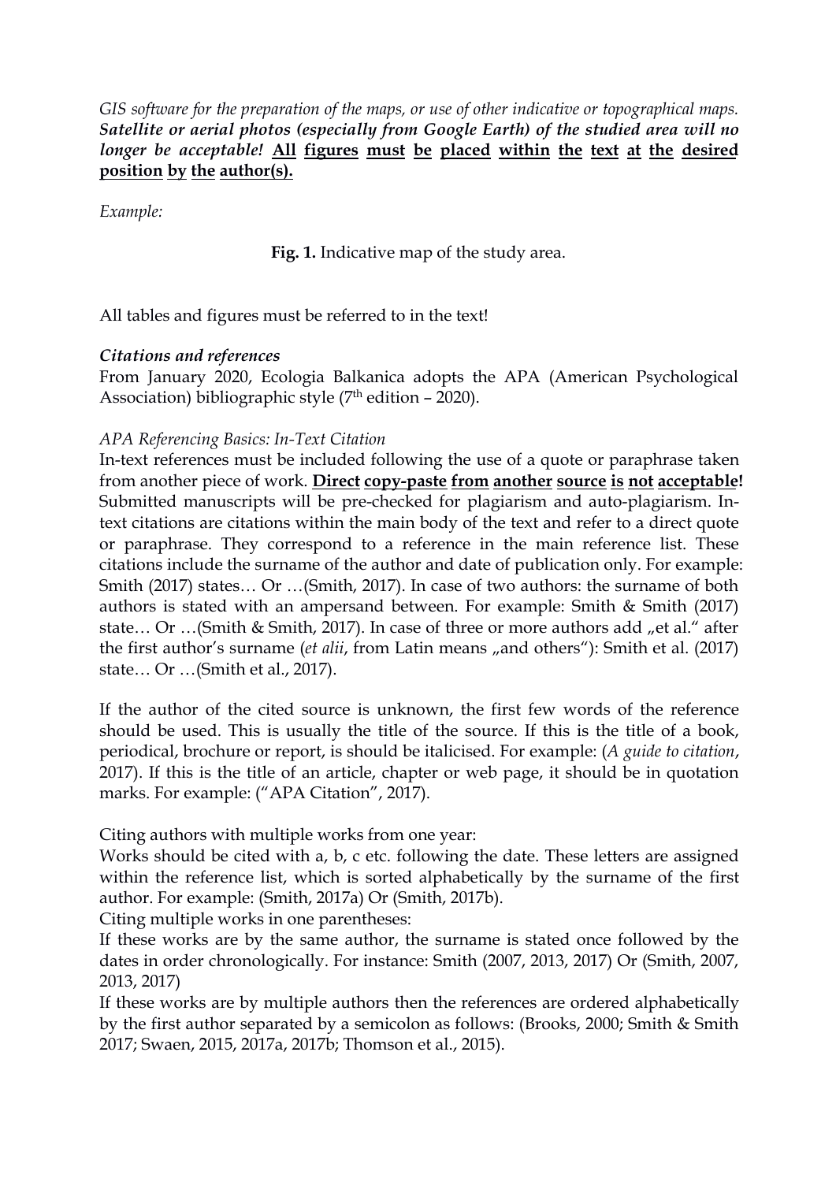*GIS software for the preparation of the maps, or use of other indicative or topographical maps.* ***Satellite or aerial photos (especially from Google Earth) of the studied area will no longer be acceptable!*** **<u>All figures must be placed within the text at the desired position by the author(s).</u>**

*Example:*

**Fig. 1.** Indicative map of the study area.

All tables and figures must be referred to in the text!

***Citations and references***

From January 2020, Ecologia Balkanica adopts the APA (American Psychological Association) bibliographic style (7th edition – 2020).

*APA Referencing Basics: In-Text Citation*

In-text references must be included following the use of a quote or paraphrase taken from another piece of work. **<u>Direct copy-paste from another source is not acceptable</u>!** Submitted manuscripts will be pre-checked for plagiarism and auto-plagiarism. In-text citations are citations within the main body of the text and refer to a direct quote or paraphrase. They correspond to a reference in the main reference list. These citations include the surname of the author and date of publication only. For example: Smith (2017) states… Or …(Smith, 2017). In case of two authors: the surname of both authors is stated with an ampersand between. For example: Smith & Smith (2017) state… Or …(Smith & Smith, 2017). In case of three or more authors add „et al." after the first author's surname (*et alii*, from Latin means „and others"): Smith et al. (2017) state… Or …(Smith et al., 2017).

If the author of the cited source is unknown, the first few words of the reference should be used. This is usually the title of the source. If this is the title of a book, periodical, brochure or report, is should be italicised. For example: (*A guide to citation*, 2017). If this is the title of an article, chapter or web page, it should be in quotation marks. For example: ("APA Citation", 2017).

Citing authors with multiple works from one year:

Works should be cited with a, b, c etc. following the date. These letters are assigned within the reference list, which is sorted alphabetically by the surname of the first author. For example: (Smith, 2017a) Or (Smith, 2017b).

Citing multiple works in one parentheses:

If these works are by the same author, the surname is stated once followed by the dates in order chronologically. For instance: Smith (2007, 2013, 2017) Or (Smith, 2007, 2013, 2017)

If these works are by multiple authors then the references are ordered alphabetically by the first author separated by a semicolon as follows: (Brooks, 2000; Smith & Smith 2017; Swaen, 2015, 2017a, 2017b; Thomson et al., 2015).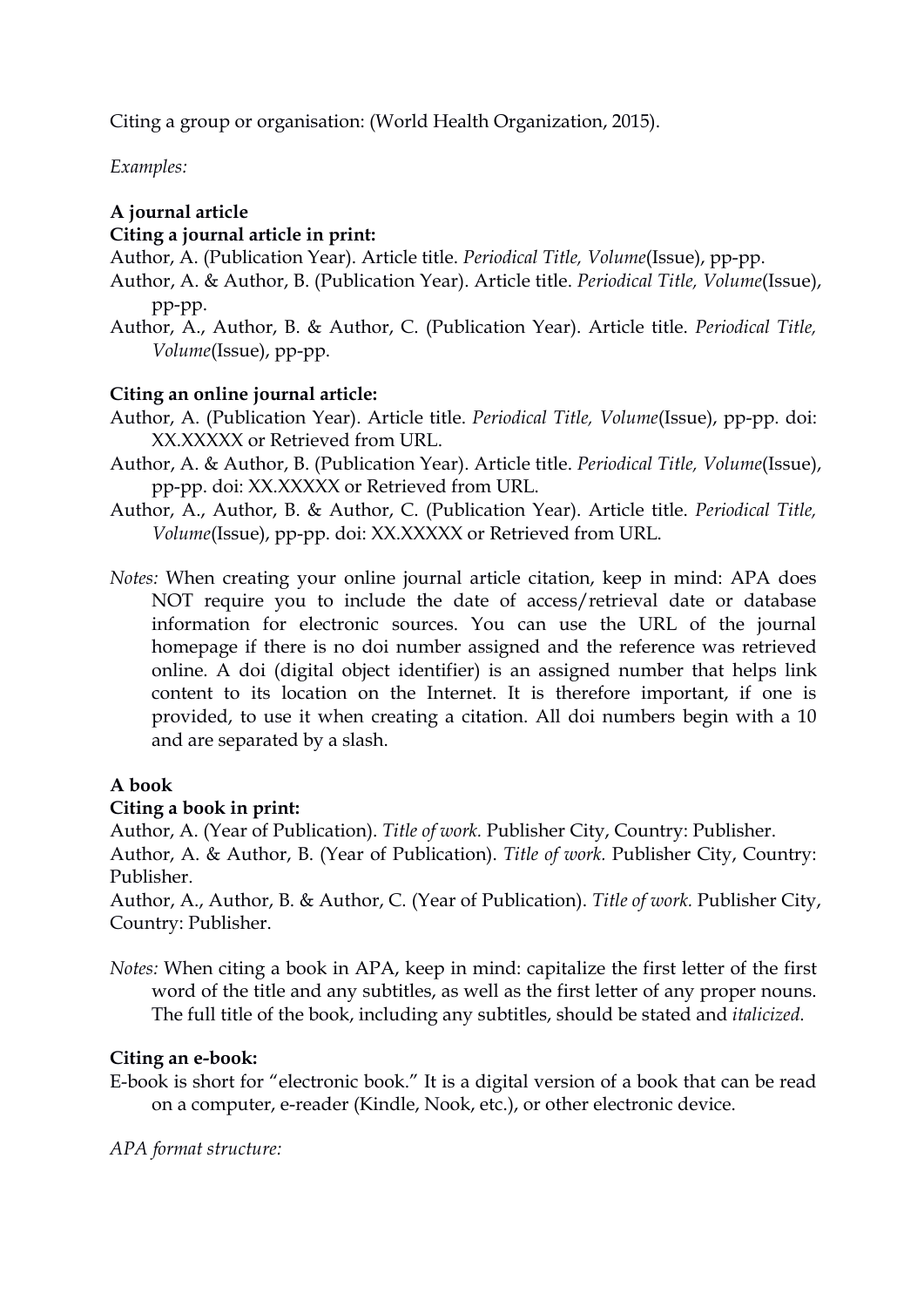Citing a group or organisation: (World Health Organization, 2015).

*Examples:*

**A journal article**

**Citing a journal article in print:**

Author, A. (Publication Year). Article title. *Periodical Title, Volume*(Issue), pp-pp.

Author, A. & Author, B. (Publication Year). Article title. *Periodical Title, Volume*(Issue), pp-pp.

Author, A., Author, B. & Author, C. (Publication Year). Article title. *Periodical Title, Volume*(Issue), pp-pp.

**Citing an online journal article:**

Author, A. (Publication Year). Article title. *Periodical Title, Volume*(Issue), pp-pp. doi: XX.XXXXX or Retrieved from URL.

Author, A. & Author, B. (Publication Year). Article title. *Periodical Title, Volume*(Issue), pp-pp. doi: XX.XXXXX or Retrieved from URL.

Author, A., Author, B. & Author, C. (Publication Year). Article title. *Periodical Title, Volume*(Issue), pp-pp. doi: XX.XXXXX or Retrieved from URL.

*Notes:* When creating your online journal article citation, keep in mind: APA does NOT require you to include the date of access/retrieval date or database information for electronic sources. You can use the URL of the journal homepage if there is no doi number assigned and the reference was retrieved online. A doi (digital object identifier) is an assigned number that helps link content to its location on the Internet. It is therefore important, if one is provided, to use it when creating a citation. All doi numbers begin with a 10 and are separated by a slash.

**A book**

**Citing a book in print:**

Author, A. (Year of Publication). *Title of work.* Publisher City, Country: Publisher.

Author, A. & Author, B. (Year of Publication). *Title of work.* Publisher City, Country: Publisher.

Author, A., Author, B. & Author, C. (Year of Publication). *Title of work.* Publisher City, Country: Publisher.

*Notes:* When citing a book in APA, keep in mind: capitalize the first letter of the first word of the title and any subtitles, as well as the first letter of any proper nouns. The full title of the book, including any subtitles, should be stated and *italicized*.

**Citing an e-book:**

E-book is short for "electronic book." It is a digital version of a book that can be read on a computer, e-reader (Kindle, Nook, etc.), or other electronic device.

*APA format structure:*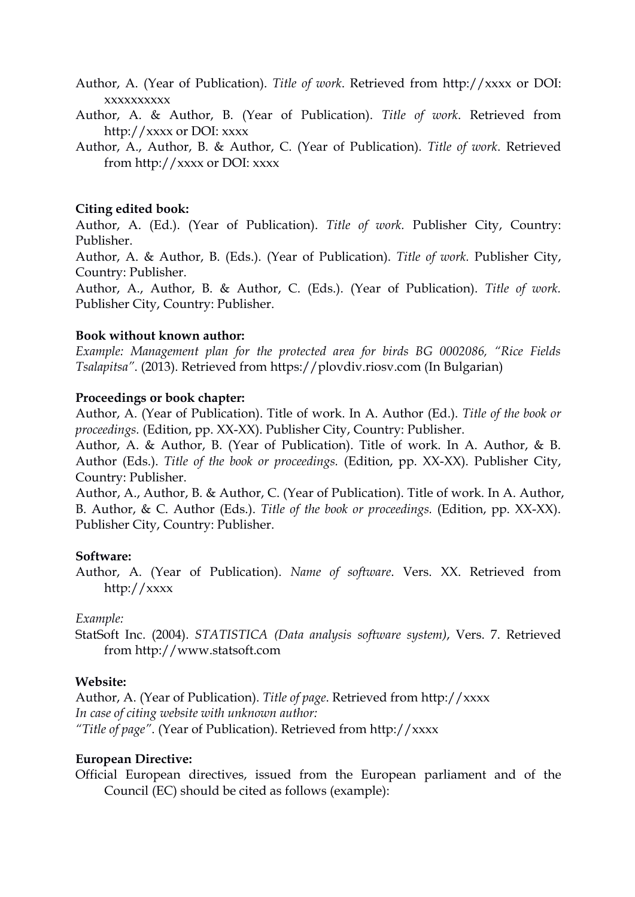Author, A. (Year of Publication). *Title of work*. Retrieved from http://xxxx or DOI: xxxxxxxxxx

Author, A. & Author, B. (Year of Publication). *Title of work*. Retrieved from http://xxxx or DOI: xxxx

Author, A., Author, B. & Author, C. (Year of Publication). *Title of work*. Retrieved from http://xxxx or DOI: xxxx

**Citing edited book:**

Author, A. (Ed.). (Year of Publication). *Title of work.* Publisher City, Country: Publisher.

Author, A. & Author, B. (Eds.). (Year of Publication). *Title of work.* Publisher City, Country: Publisher.

Author, A., Author, B. & Author, C. (Eds.). (Year of Publication). *Title of work.* Publisher City, Country: Publisher.

**Book without known author:**

*Example: Management plan for the protected area for birds BG 0002086, "Rice Fields Tsalapitsa"*. (2013). Retrieved from https://plovdiv.riosv.com (In Bulgarian)

**Proceedings or book chapter:**

Author, A. (Year of Publication). Title of work. In A. Author (Ed.). *Title of the book or proceedings.* (Edition, pp. XX-XX). Publisher City, Country: Publisher.

Author, A. & Author, B. (Year of Publication). Title of work. In A. Author, & B. Author (Eds.). *Title of the book or proceedings.* (Edition, pp. XX-XX). Publisher City, Country: Publisher.

Author, A., Author, B. & Author, C. (Year of Publication). Title of work. In A. Author, B. Author, & C. Author (Eds.). *Title of the book or proceedings.* (Edition, pp. XX-XX). Publisher City, Country: Publisher.

**Software:**

Author, A. (Year of Publication). *Name of software*. Vers. XX. Retrieved from http://xxxx

*Example:*

StatSoft Inc. (2004). *STATISTICA (Data analysis software system)*, Vers. 7. Retrieved from http://www.statsoft.com

**Website:**

Author, A. (Year of Publication). *Title of page*. Retrieved from http://xxxx

*In case of citing website with unknown author:*

*"Title of page"*. (Year of Publication). Retrieved from http://xxxx

**European Directive:**

Official European directives, issued from the European parliament and of the Council (EC) should be cited as follows (example):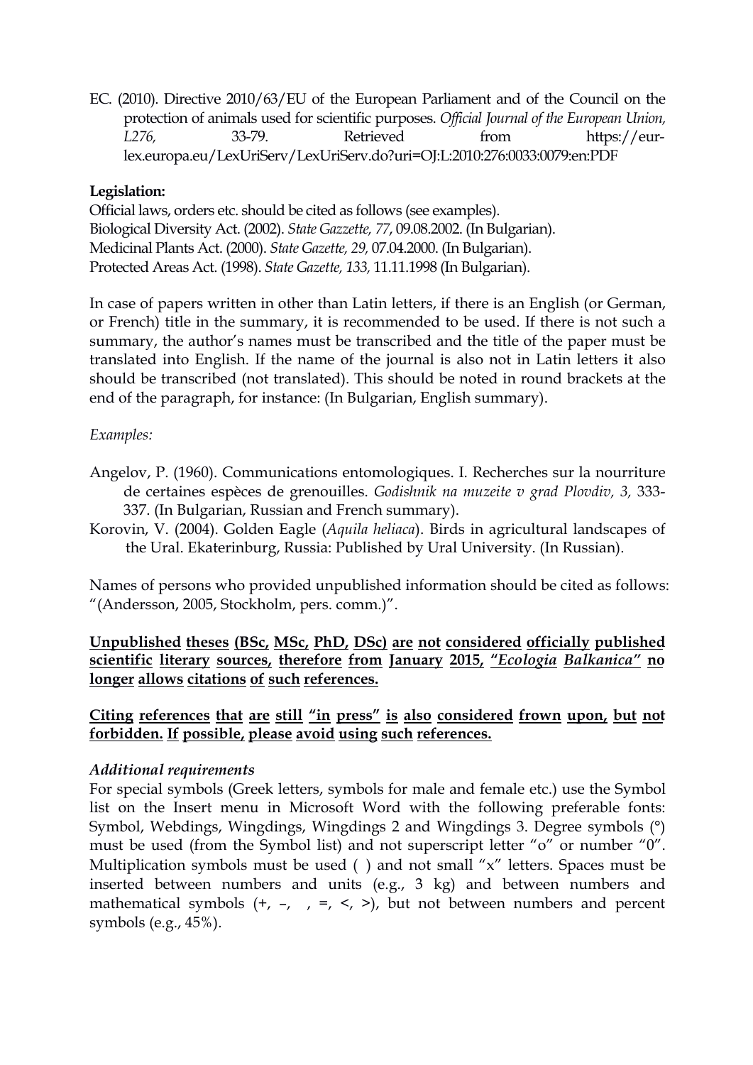EC. (2010). Directive 2010/63/EU of the European Parliament and of the Council on the protection of animals used for scientific purposes. *Official Journal of the European Union, L276,* 33-79. Retrieved from https://eur-lex.europa.eu/LexUriServ/LexUriServ.do?uri=OJ:L:2010:276:0033:0079:en:PDF

**Legislation:**

Official laws, orders etc. should be cited as follows (see examples).
Biological Diversity Act. (2002). *State Gazzette, 77*, 09.08.2002. (In Bulgarian).
Medicinal Plants Act. (2000). *State Gazette, 29,* 07.04.2000. (In Bulgarian).
Protected Areas Act. (1998). *State Gazette, 133,* 11.11.1998 (In Bulgarian).

In case of papers written in other than Latin letters, if there is an English (or German, or French) title in the summary, it is recommended to be used. If there is not such a summary, the author's names must be transcribed and the title of the paper must be translated into English. If the name of the journal is also not in Latin letters it also should be transcribed (not translated). This should be noted in round brackets at the end of the paragraph, for instance: (In Bulgarian, English summary).

*Examples:*

Angelov, P. (1960). Communications entomologiques. I. Recherches sur la nourriture de certaines espèces de grenouilles. *Godishnik na muzeite v grad Plovdiv, 3,* 333-337. (In Bulgarian, Russian and French summary).

Korovin, V. (2004). Golden Eagle (*Aquila heliaca*). Birds in agricultural landscapes of the Ural. Ekaterinburg, Russia: Published by Ural University. (In Russian).

Names of persons who provided unpublished information should be cited as follows: "(Andersson, 2005, Stockholm, pers. comm.)".

**Unpublished theses (BSc, MSc, PhD, DSc) are not considered officially published scientific literary sources, therefore from January 2015, "*Ecologia Balkanica*" no longer allows citations of such references.**

**Citing references that are still "in press" is also considered frowned upon, but not forbidden. If possible, please avoid using such references.**

*Additional requirements*

For special symbols (Greek letters, symbols for male and female etc.) use the Symbol list on the Insert menu in Microsoft Word with the following preferable fonts: Symbol, Webdings, Wingdings, Wingdings 2 and Wingdings 3. Degree symbols (°) must be used (from the Symbol list) and not superscript letter "o" or number "0". Multiplication symbols must be used ( ) and not small "x" letters. Spaces must be inserted between numbers and units (e.g., 3 kg) and between numbers and mathematical symbols (+, –, , =, <, >), but not between numbers and percent symbols (e.g., 45%).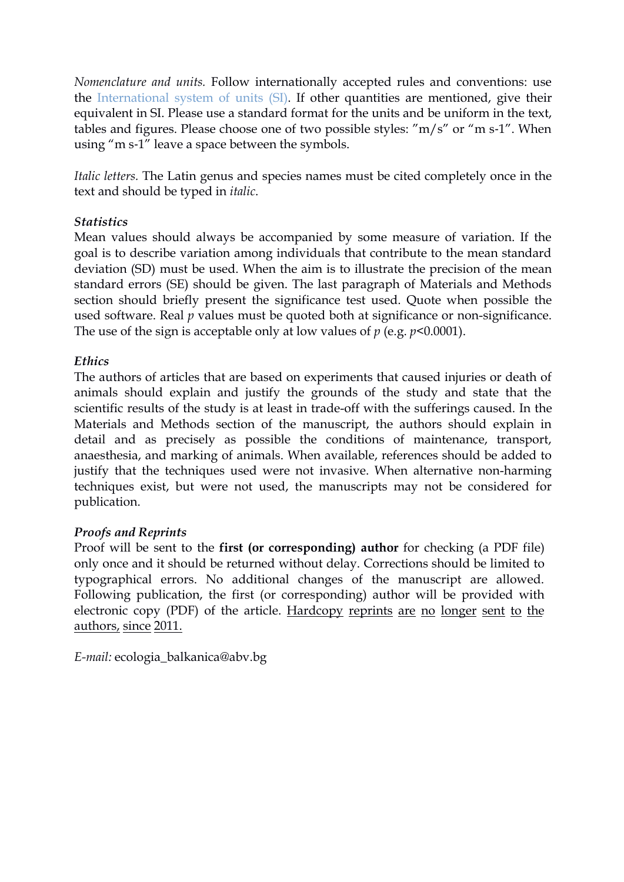*Nomenclature and units.* Follow internationally accepted rules and conventions: use the International system of units (SI). If other quantities are mentioned, give their equivalent in SI. Please use a standard format for the units and be uniform in the text, tables and figures. Please choose one of two possible styles: "m/s" or "m s-1". When using "m s-1" leave a space between the symbols.

*Italic letters.* The Latin genus and species names must be cited completely once in the text and should be typed in *italic*.

### *Statistics*

Mean values should always be accompanied by some measure of variation. If the goal is to describe variation among individuals that contribute to the mean standard deviation (SD) must be used. When the aim is to illustrate the precision of the mean standard errors (SE) should be given. The last paragraph of Materials and Methods section should briefly present the significance test used. Quote when possible the used software. Real $p$ values must be quoted both at significance or non-significance. The use of the sign is acceptable only at low values of $p$ (e.g. $p<0.0001$).

### *Ethics*

The authors of articles that are based on experiments that caused injuries or death of animals should explain and justify the grounds of the study and state that the scientific results of the study is at least in trade-off with the sufferings caused. In the Materials and Methods section of the manuscript, the authors should explain in detail and as precisely as possible the conditions of maintenance, transport, anaesthesia, and marking of animals. When available, references should be added to justify that the techniques used were not invasive. When alternative non-harming techniques exist, but were not used, the manuscripts may not be considered for publication.

### *Proofs and Reprints*

Proof will be sent to the **first (or corresponding) author** for checking (a PDF file) only once and it should be returned without delay. Corrections should be limited to typographical errors. No additional changes of the manuscript are allowed. Following publication, the first (or corresponding) author will be provided with electronic copy (PDF) of the article. Hardcopy reprints are no longer sent to the authors, since 2011.

*E-mail:* ecologia_balkanica@abv.bg